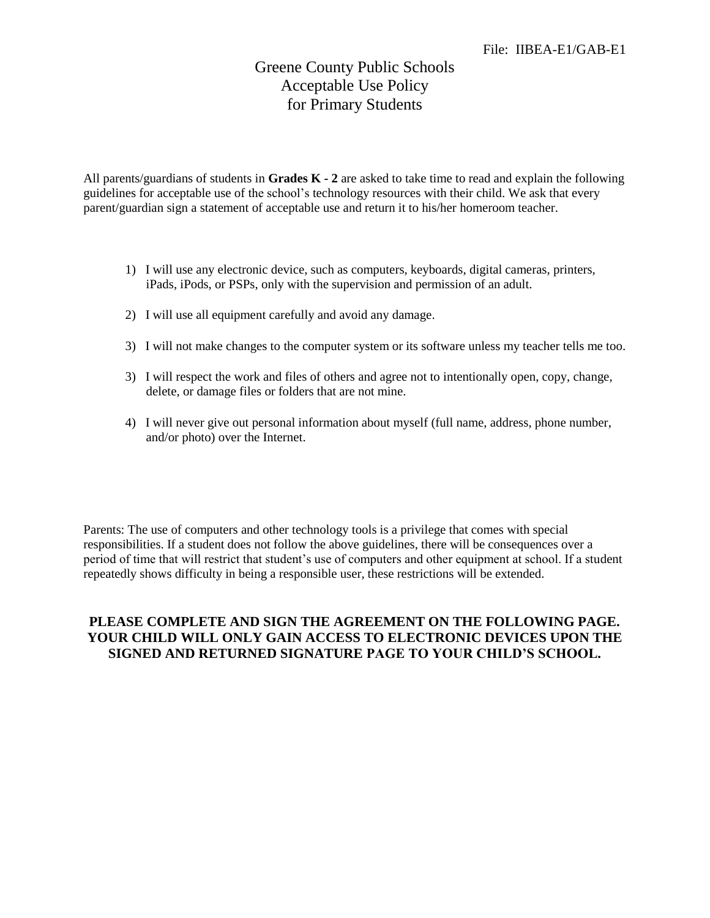File: IIBEA-E1/GAB-E1

# Greene County Public Schools
# Acceptable Use Policy
# for Primary Students

All parents/guardians of students in **Grades K - 2** are asked to take time to read and explain the following guidelines for acceptable use of the school's technology resources with their child. We ask that every parent/guardian sign a statement of acceptable use and return it to his/her homeroom teacher.

1) I will use any electronic device, such as computers, keyboards, digital cameras, printers, iPads, iPods, or PSPs, only with the supervision and permission of an adult.

2) I will use all equipment carefully and avoid any damage.

3) I will not make changes to the computer system or its software unless my teacher tells me too.

3) I will respect the work and files of others and agree not to intentionally open, copy, change, delete, or damage files or folders that are not mine.

4) I will never give out personal information about myself (full name, address, phone number, and/or photo) over the Internet.

Parents: The use of computers and other technology tools is a privilege that comes with special responsibilities. If a student does not follow the above guidelines, there will be consequences over a period of time that will restrict that student's use of computers and other equipment at school. If a student repeatedly shows difficulty in being a responsible user, these restrictions will be extended.

**PLEASE COMPLETE AND SIGN THE AGREEMENT ON THE FOLLOWING PAGE. YOUR CHILD WILL ONLY GAIN ACCESS TO ELECTRONIC DEVICES UPON THE SIGNED AND RETURNED SIGNATURE PAGE TO YOUR CHILD'S SCHOOL.**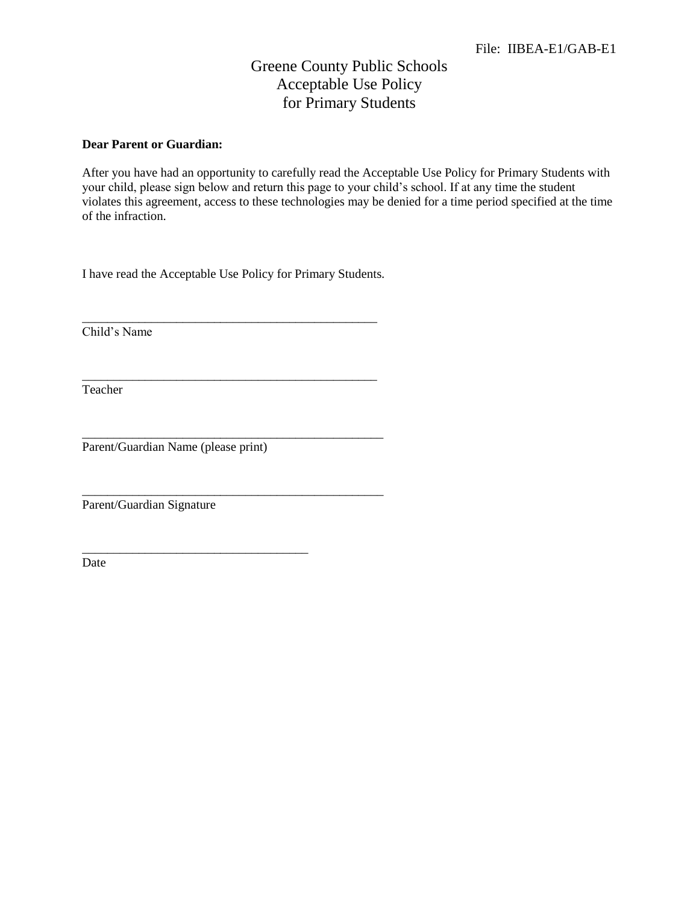File: IIBEA-E1/GAB-E1

# Greene County Public Schools
# Acceptable Use Policy
# for Primary Students

**Dear Parent or Guardian:**

After you have had an opportunity to carefully read the Acceptable Use Policy for Primary Students with your child, please sign below and return this page to your child's school. If at any time the student violates this agreement, access to these technologies may be denied for a time period specified at the time of the infraction.

I have read the Acceptable Use Policy for Primary Students.

_______________________________________________
Child's Name

_______________________________________________
Teacher

________________________________________________
Parent/Guardian Name (please print)

________________________________________________
Parent/Guardian Signature

____________________________________
Date